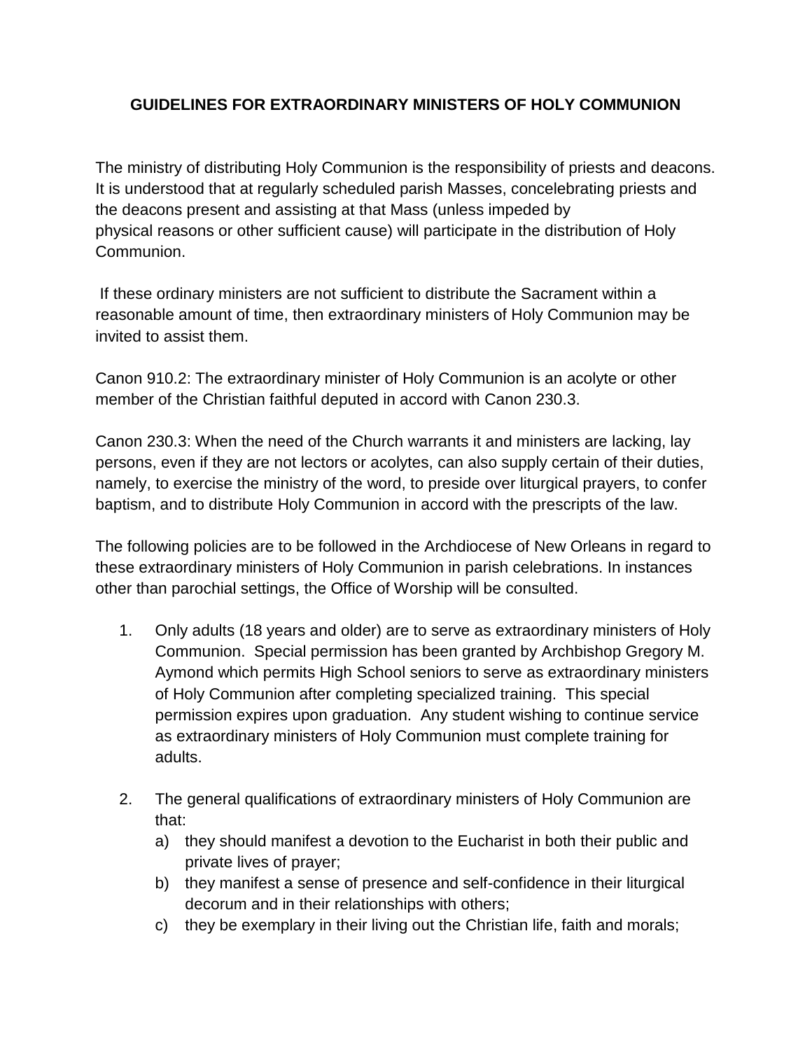# GUIDELINES FOR EXTRAORDINARY MINISTERS OF HOLY COMMUNION

The ministry of distributing Holy Communion is the responsibility of priests and deacons. It is understood that at regularly scheduled parish Masses, concelebrating priests and the deacons present and assisting at that Mass (unless impeded by physical reasons or other sufficient cause) will participate in the distribution of Holy Communion.

If these ordinary ministers are not sufficient to distribute the Sacrament within a reasonable amount of time, then extraordinary ministers of Holy Communion may be invited to assist them.

Canon 910.2: The extraordinary minister of Holy Communion is an acolyte or other member of the Christian faithful deputed in accord with Canon 230.3.

Canon 230.3: When the need of the Church warrants it and ministers are lacking, lay persons, even if they are not lectors or acolytes, can also supply certain of their duties, namely, to exercise the ministry of the word, to preside over liturgical prayers, to confer baptism, and to distribute Holy Communion in accord with the prescripts of the law.

The following policies are to be followed in the Archdiocese of New Orleans in regard to these extraordinary ministers of Holy Communion in parish celebrations. In instances other than parochial settings, the Office of Worship will be consulted.

1. Only adults (18 years and older) are to serve as extraordinary ministers of Holy Communion. Special permission has been granted by Archbishop Gregory M. Aymond which permits High School seniors to serve as extraordinary ministers of Holy Communion after completing specialized training. This special permission expires upon graduation. Any student wishing to continue service as extraordinary ministers of Holy Communion must complete training for adults.

2. The general qualifications of extraordinary ministers of Holy Communion are that:
   a) they should manifest a devotion to the Eucharist in both their public and private lives of prayer;
   b) they manifest a sense of presence and self-confidence in their liturgical decorum and in their relationships with others;
   c) they be exemplary in their living out the Christian life, faith and morals;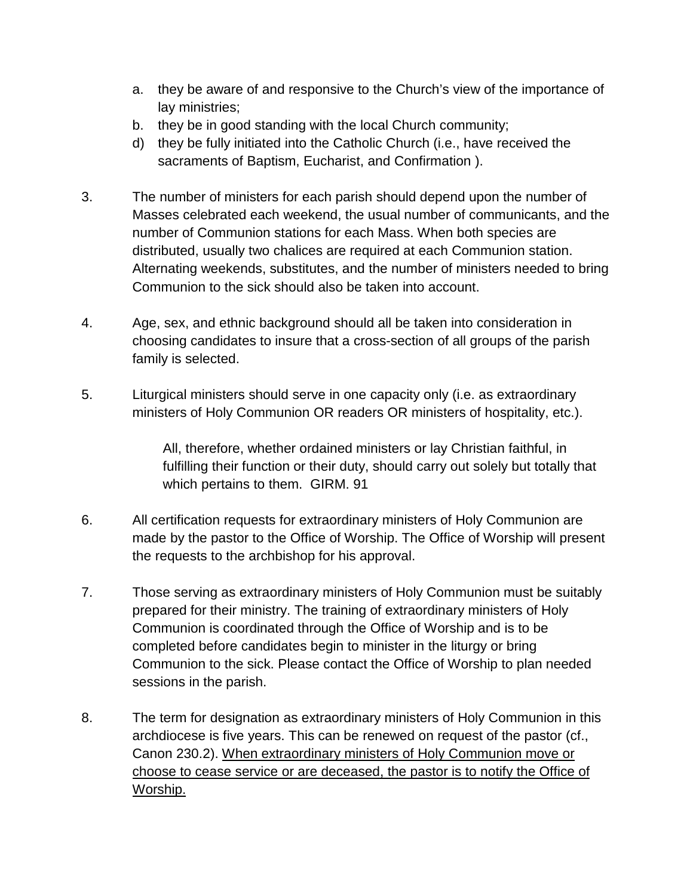a. they be aware of and responsive to the Church's view of the importance of lay ministries;
b. they be in good standing with the local Church community;
d) they be fully initiated into the Catholic Church (i.e., have received the sacraments of Baptism, Eucharist, and Confirmation ).

3. The number of ministers for each parish should depend upon the number of Masses celebrated each weekend, the usual number of communicants, and the number of Communion stations for each Mass. When both species are distributed, usually two chalices are required at each Communion station. Alternating weekends, substitutes, and the number of ministers needed to bring Communion to the sick should also be taken into account.

4. Age, sex, and ethnic background should all be taken into consideration in choosing candidates to insure that a cross-section of all groups of the parish family is selected.

5. Liturgical ministers should serve in one capacity only (i.e. as extraordinary ministers of Holy Communion OR readers OR ministers of hospitality, etc.).

   > All, therefore, whether ordained ministers or lay Christian faithful, in fulfilling their function or their duty, should carry out solely but totally that which pertains to them. GIRM. 91

6. All certification requests for extraordinary ministers of Holy Communion are made by the pastor to the Office of Worship. The Office of Worship will present the requests to the archbishop for his approval.

7. Those serving as extraordinary ministers of Holy Communion must be suitably prepared for their ministry. The training of extraordinary ministers of Holy Communion is coordinated through the Office of Worship and is to be completed before candidates begin to minister in the liturgy or bring Communion to the sick. Please contact the Office of Worship to plan needed sessions in the parish.

8. The term for designation as extraordinary ministers of Holy Communion in this archdiocese is five years. This can be renewed on request of the pastor (cf., Canon 230.2). <u>When extraordinary ministers of Holy Communion move or choose to cease service or are deceased, the pastor is to notify the Office of Worship.</u>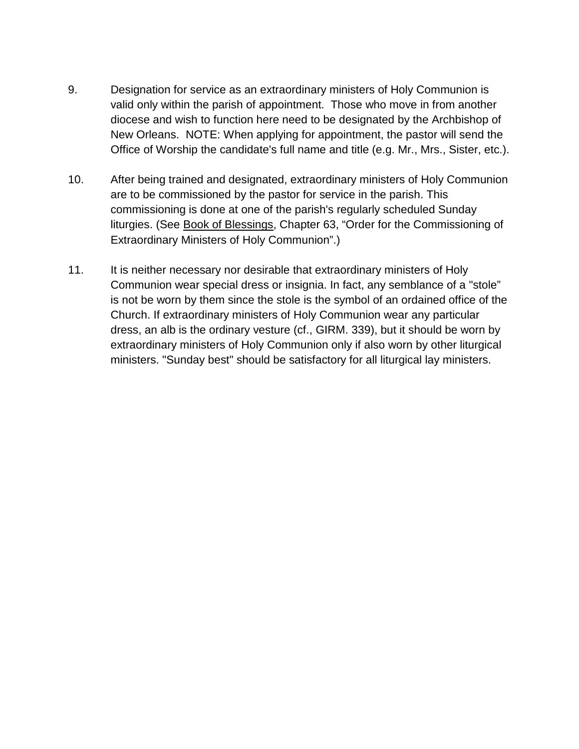9. Designation for service as an extraordinary ministers of Holy Communion is valid only within the parish of appointment. Those who move in from another diocese and wish to function here need to be designated by the Archbishop of New Orleans. NOTE: When applying for appointment, the pastor will send the Office of Worship the candidate's full name and title (e.g. Mr., Mrs., Sister, etc.).

10. After being trained and designated, extraordinary ministers of Holy Communion are to be commissioned by the pastor for service in the parish. This commissioning is done at one of the parish's regularly scheduled Sunday liturgies. (See <u>Book of Blessings</u>, Chapter 63, "Order for the Commissioning of Extraordinary Ministers of Holy Communion".)

11. It is neither necessary nor desirable that extraordinary ministers of Holy Communion wear special dress or insignia. In fact, any semblance of a "stole" is not be worn by them since the stole is the symbol of an ordained office of the Church. If extraordinary ministers of Holy Communion wear any particular dress, an alb is the ordinary vesture (cf., GIRM. 339), but it should be worn by extraordinary ministers of Holy Communion only if also worn by other liturgical ministers. "Sunday best" should be satisfactory for all liturgical lay ministers.